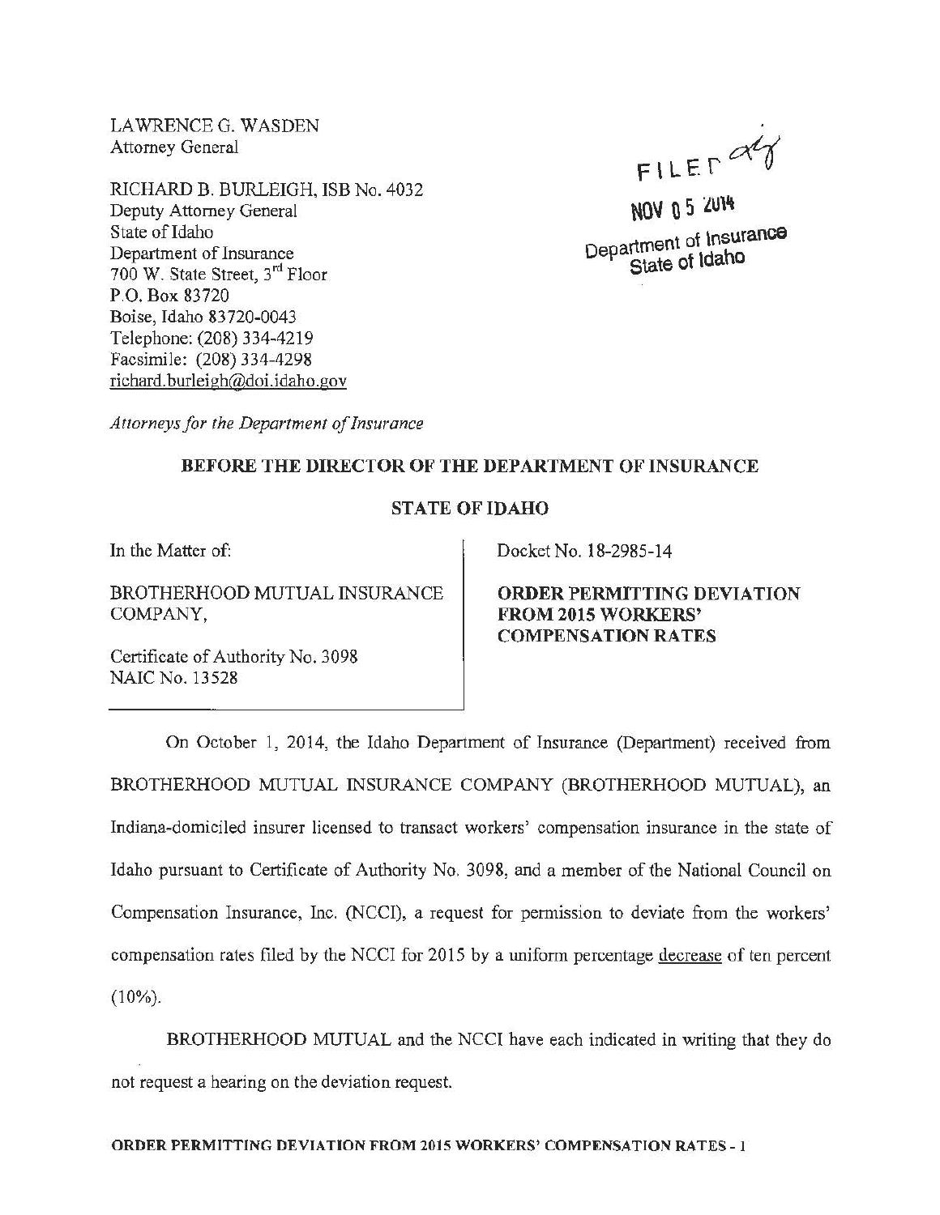LAWRENCE G. WASDEN
Attorney General

RICHARD B. BURLEIGH, ISB No. 4032
Deputy Attorney General
State of Idaho
Department of Insurance
700 W. State Street, 3rd Floor
P.O. Box 83720
Boise, Idaho 83720-0043
Telephone: (208) 334-4219
Facsimile: (208) 334-4298
richard.burleigh@doi.idaho.gov

FILED
NOV 05 2014
Department of Insurance
State of Idaho

*Attorneys for the Department of Insurance*

**BEFORE THE DIRECTOR OF THE DEPARTMENT OF INSURANCE**

**STATE OF IDAHO**

In the Matter of:

BROTHERHOOD MUTUAL INSURANCE COMPANY,

Certificate of Authority No. 3098
NAIC No. 13528

Docket No. 18-2985-14

**ORDER PERMITTING DEVIATION FROM 2015 WORKERS' COMPENSATION RATES**

On October 1, 2014, the Idaho Department of Insurance (Department) received from BROTHERHOOD MUTUAL INSURANCE COMPANY (BROTHERHOOD MUTUAL), an Indiana-domiciled insurer licensed to transact workers' compensation insurance in the state of Idaho pursuant to Certificate of Authority No. 3098, and a member of the National Council on Compensation Insurance, Inc. (NCCI), a request for permission to deviate from the workers' compensation rates filed by the NCCI for 2015 by a uniform percentage <u>decrease</u> of ten percent (10%).

BROTHERHOOD MUTUAL and the NCCI have each indicated in writing that they do not request a hearing on the deviation request.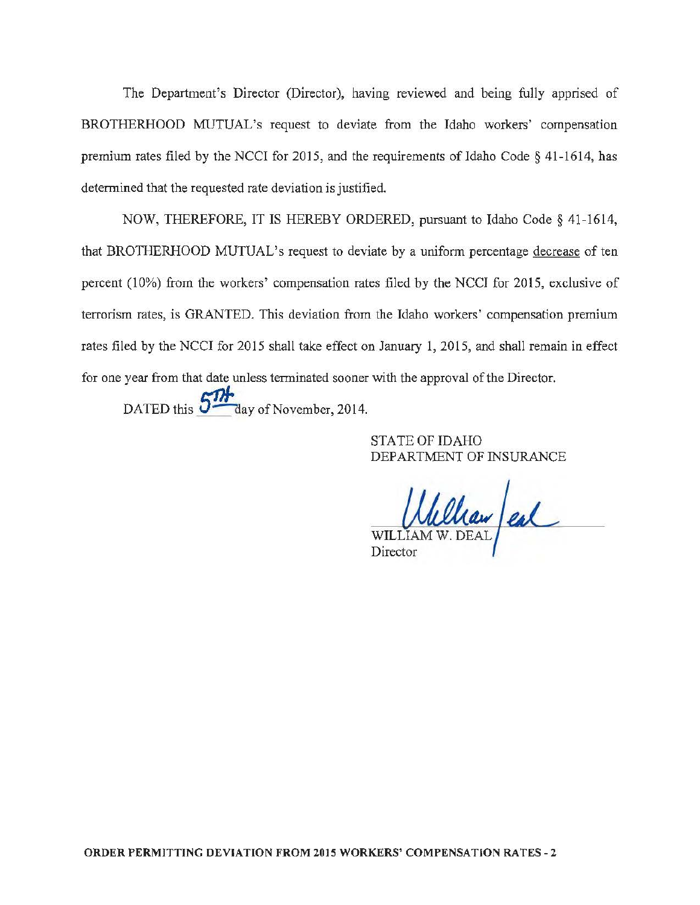The Department's Director (Director), having reviewed and being fully apprised of BROTHERHOOD MUTUAL's request to deviate from the Idaho workers' compensation premium rates filed by the NCCI for 2015, and the requirements of Idaho Code § 41-1614, has determined that the requested rate deviation is justified.

NOW, THEREFORE, IT IS HEREBY ORDERED, pursuant to Idaho Code § 41-1614, that BROTHERHOOD MUTUAL's request to deviate by a uniform percentage decrease of ten percent (10%) from the workers' compensation rates filed by the NCCI for 2015, exclusive of terrorism rates, is GRANTED. This deviation from the Idaho workers' compensation premium rates filed by the NCCI for 2015 shall take effect on January 1, 2015, and shall remain in effect for one year from that date unless terminated sooner with the approval of the Director.

DATED this 5TH day of November, 2014.

STATE OF IDAHO
DEPARTMENT OF INSURANCE

William Deal

WILLIAM W. DEAL
Director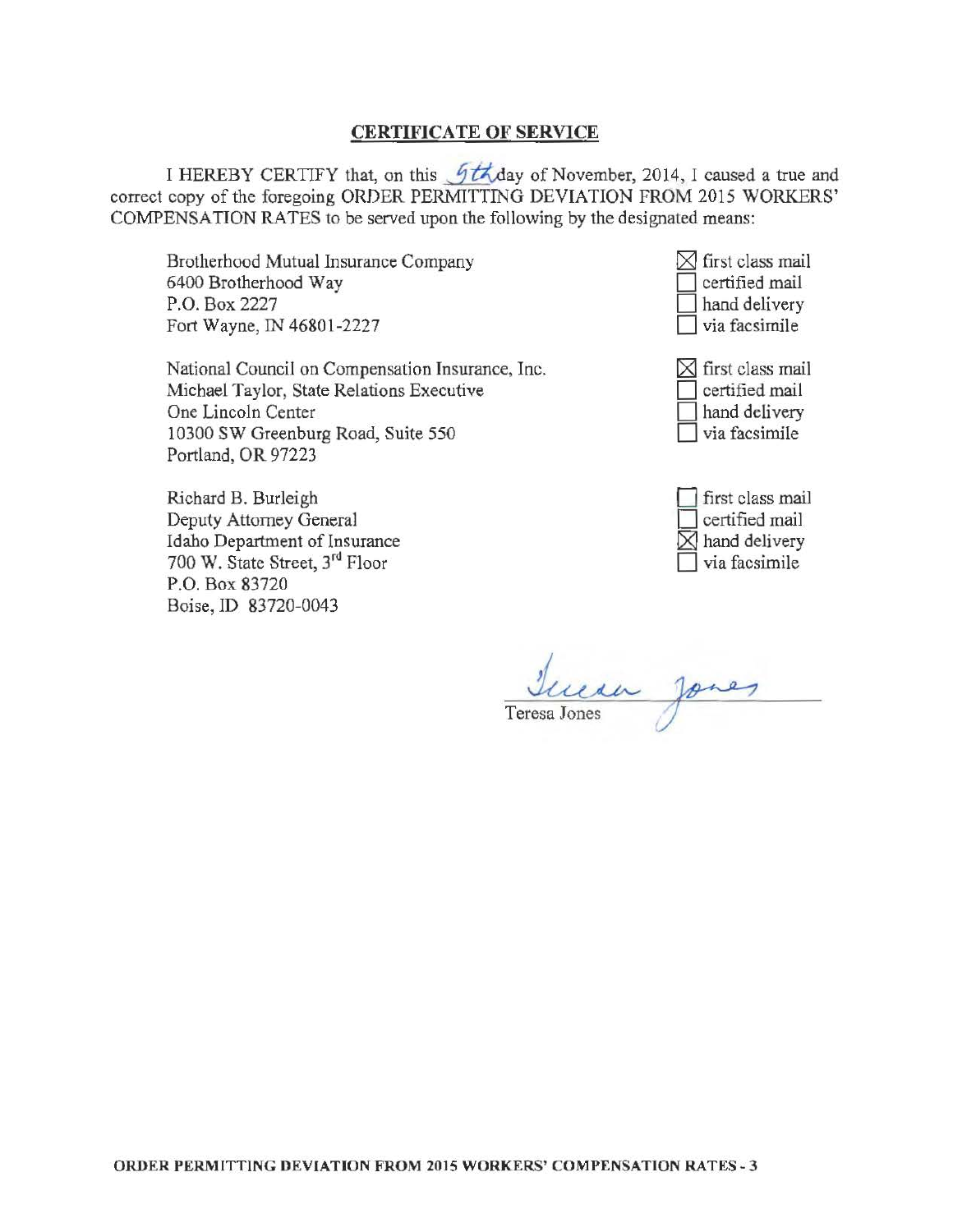## CERTIFICATE OF SERVICE

I HEREBY CERTIFY that, on this 5th day of November, 2014, I caused a true and correct copy of the foregoing ORDER PERMITTING DEVIATION FROM 2015 WORKERS' COMPENSATION RATES to be served upon the following by the designated means:

| | |
|---|---|
| Brotherhood Mutual Insurance Company<br>6400 Brotherhood Way<br>P.O. Box 2227<br>Fort Wayne, IN 46801-2227 | ☒ first class mail<br>☐ certified mail<br>☐ hand delivery<br>☐ via facsimile |
| National Council on Compensation Insurance, Inc.<br>Michael Taylor, State Relations Executive<br>One Lincoln Center<br>10300 SW Greenburg Road, Suite 550<br>Portland, OR 97223 | ☒ first class mail<br>☐ certified mail<br>☐ hand delivery<br>☐ via facsimile |
| Richard B. Burleigh<br>Deputy Attorney General<br>Idaho Department of Insurance<br>700 W. State Street, 3rd Floor<br>P.O. Box 83720<br>Boise, ID 83720-0043 | ☐ first class mail<br>☐ certified mail<br>☒ hand delivery<br>☐ via facsimile |

Teresa Jones

Teresa Jones